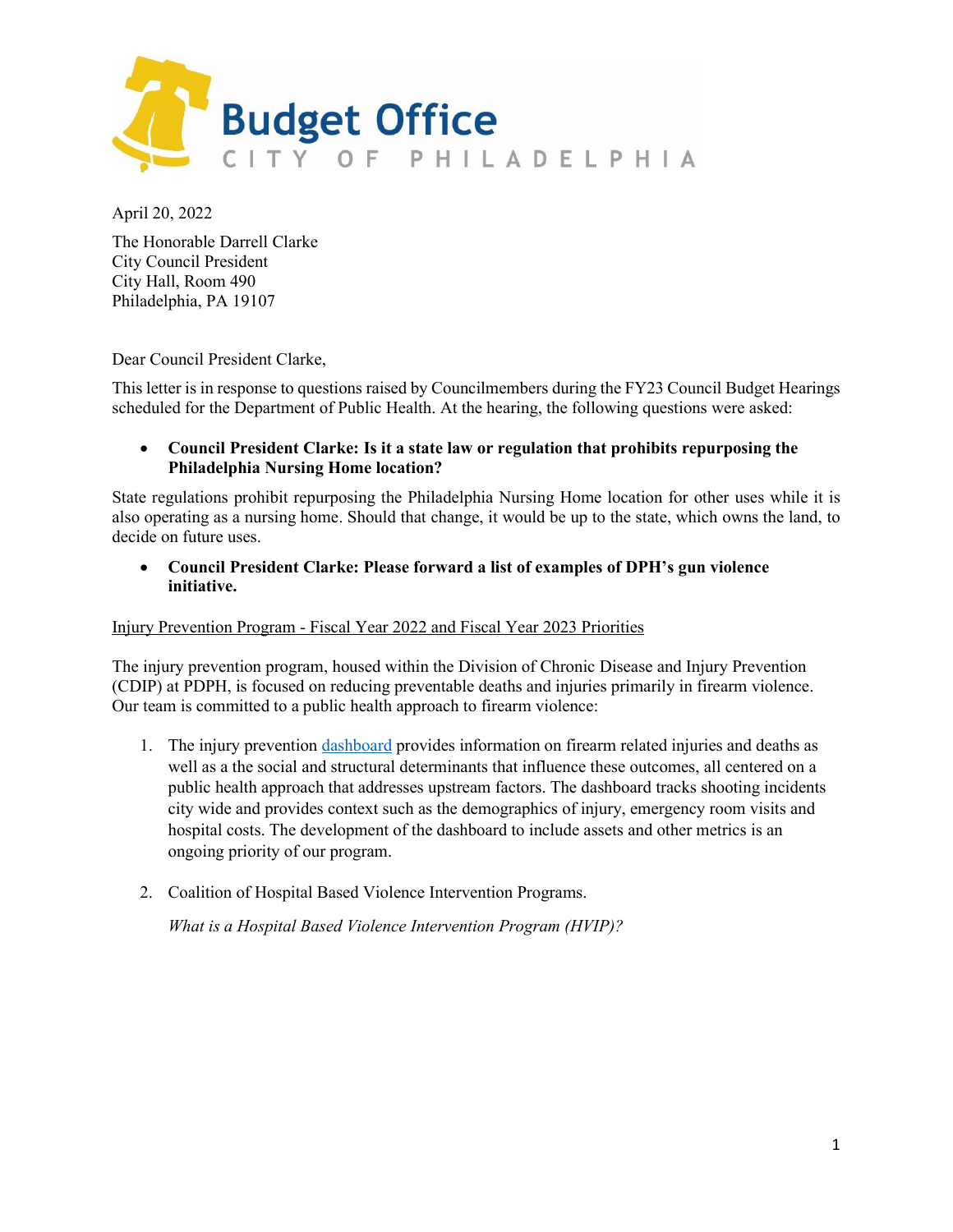**Budget Office**
CITY OF PHILADELPHIA

April 20, 2022

The Honorable Darrell Clarke
City Council President
City Hall, Room 490
Philadelphia, PA 19107

Dear Council President Clarke,

This letter is in response to questions raised by Councilmembers during the FY23 Council Budget Hearings scheduled for the Department of Public Health. At the hearing, the following questions were asked:

- **Council President Clarke: Is it a state law or regulation that prohibits repurposing the Philadelphia Nursing Home location?**

State regulations prohibit repurposing the Philadelphia Nursing Home location for other uses while it is also operating as a nursing home. Should that change, it would be up to the state, which owns the land, to decide on future uses.

- **Council President Clarke: Please forward a list of examples of DPH's gun violence initiative.**

<u>Injury Prevention Program - Fiscal Year 2022 and Fiscal Year 2023 Priorities</u>

The injury prevention program, housed within the Division of Chronic Disease and Injury Prevention (CDIP) at PDPH, is focused on reducing preventable deaths and injuries primarily in firearm violence. Our team is committed to a public health approach to firearm violence:

1. The injury prevention dashboard provides information on firearm related injuries and deaths as well as a the social and structural determinants that influence these outcomes, all centered on a public health approach that addresses upstream factors. The dashboard tracks shooting incidents city wide and provides context such as the demographics of injury, emergency room visits and hospital costs. The development of the dashboard to include assets and other metrics is an ongoing priority of our program.

2. Coalition of Hospital Based Violence Intervention Programs.

   *What is a Hospital Based Violence Intervention Program (HVIP)?*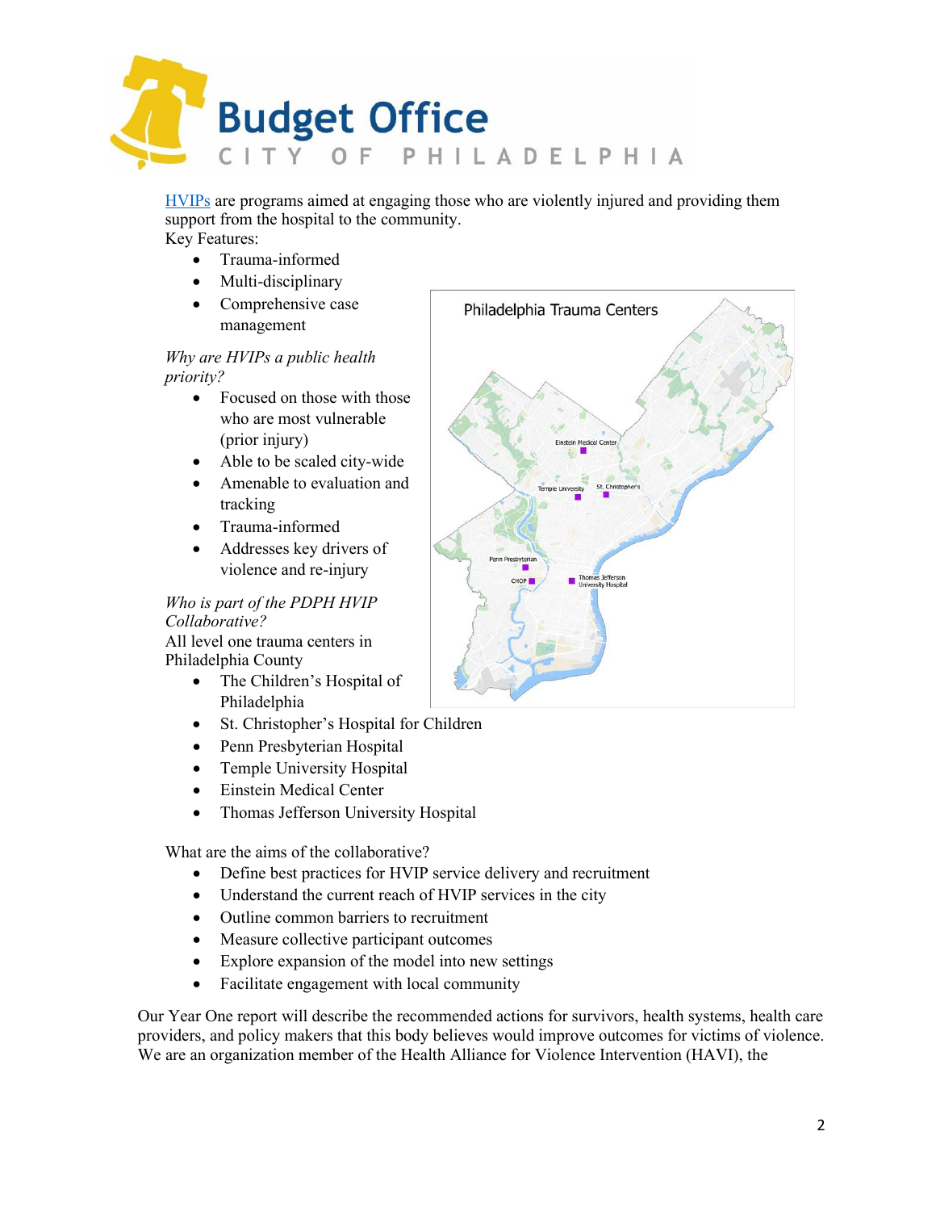[HVIPs](#) are programs aimed at engaging those who are violently injured and providing them support from the hospital to the community.

Key Features:

- Trauma-informed
- Multi-disciplinary
- Comprehensive case management

*Why are HVIPs a public health priority?*

- Focused on those with those who are most vulnerable (prior injury)
- Able to be scaled city-wide
- Amenable to evaluation and tracking
- Trauma-informed
- Addresses key drivers of violence and re-injury

*Who is part of the PDPH HVIP Collaborative?*

All level one trauma centers in Philadelphia County

- The Children's Hospital of Philadelphia
- St. Christopher's Hospital for Children
- Penn Presbyterian Hospital
- Temple University Hospital
- Einstein Medical Center
- Thomas Jefferson University Hospital

What are the aims of the collaborative?

- Define best practices for HVIP service delivery and recruitment
- Understand the current reach of HVIP services in the city
- Outline common barriers to recruitment
- Measure collective participant outcomes
- Explore expansion of the model into new settings
- Facilitate engagement with local community

Our Year One report will describe the recommended actions for survivors, health systems, health care providers, and policy makers that this body believes would improve outcomes for victims of violence. We are an organization member of the Health Alliance for Violence Intervention (HAVI), the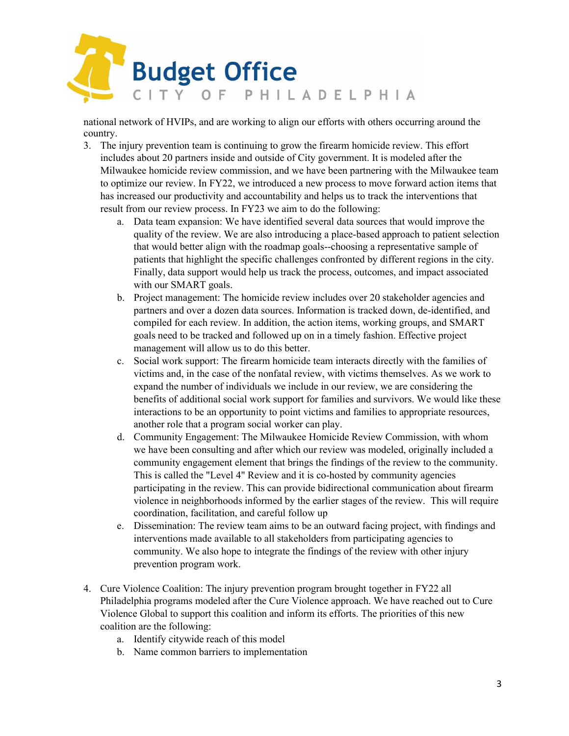national network of HVIPs, and are working to align our efforts with others occurring around the country.

3. The injury prevention team is continuing to grow the firearm homicide review. This effort includes about 20 partners inside and outside of City government. It is modeled after the Milwaukee homicide review commission, and we have been partnering with the Milwaukee team to optimize our review. In FY22, we introduced a new process to move forward action items that has increased our productivity and accountability and helps us to track the interventions that result from our review process. In FY23 we aim to do the following:
    a. Data team expansion: We have identified several data sources that would improve the quality of the review. We are also introducing a place-based approach to patient selection that would better align with the roadmap goals--choosing a representative sample of patients that highlight the specific challenges confronted by different regions in the city. Finally, data support would help us track the process, outcomes, and impact associated with our SMART goals.
    b. Project management: The homicide review includes over 20 stakeholder agencies and partners and over a dozen data sources. Information is tracked down, de-identified, and compiled for each review. In addition, the action items, working groups, and SMART goals need to be tracked and followed up on in a timely fashion. Effective project management will allow us to do this better.
    c. Social work support: The firearm homicide team interacts directly with the families of victims and, in the case of the nonfatal review, with victims themselves. As we work to expand the number of individuals we include in our review, we are considering the benefits of additional social work support for families and survivors. We would like these interactions to be an opportunity to point victims and families to appropriate resources, another role that a program social worker can play.
    d. Community Engagement: The Milwaukee Homicide Review Commission, with whom we have been consulting and after which our review was modeled, originally included a community engagement element that brings the findings of the review to the community. This is called the "Level 4" Review and it is co-hosted by community agencies participating in the review. This can provide bidirectional communication about firearm violence in neighborhoods informed by the earlier stages of the review. This will require coordination, facilitation, and careful follow up
    e. Dissemination: The review team aims to be an outward facing project, with findings and interventions made available to all stakeholders from participating agencies to community. We also hope to integrate the findings of the review with other injury prevention program work.

4. Cure Violence Coalition: The injury prevention program brought together in FY22 all Philadelphia programs modeled after the Cure Violence approach. We have reached out to Cure Violence Global to support this coalition and inform its efforts. The priorities of this new coalition are the following:
    a. Identify citywide reach of this model
    b. Name common barriers to implementation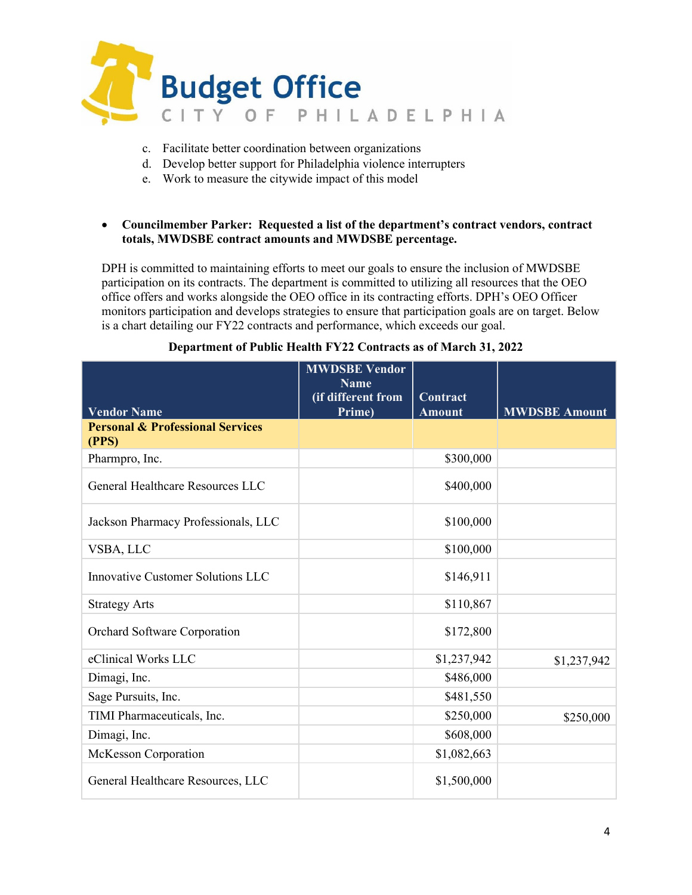c. Facilitate better coordination between organizations
d. Develop better support for Philadelphia violence interrupters
e. Work to measure the citywide impact of this model

- **Councilmember Parker: Requested a list of the department's contract vendors, contract totals, MWDSBE contract amounts and MWDSBE percentage.**

DPH is committed to maintaining efforts to meet our goals to ensure the inclusion of MWDSBE participation on its contracts. The department is committed to utilizing all resources that the OEO office offers and works alongside the OEO office in its contracting efforts. DPH's OEO Officer monitors participation and develops strategies to ensure that participation goals are on target. Below is a chart detailing our FY22 contracts and performance, which exceeds our goal.

**Department of Public Health FY22 Contracts as of March 31, 2022**

| Vendor Name | MWDSBE Vendor Name (if different from Prime) | Contract Amount | MWDSBE Amount |
|---|---|---|---|
| **Personal & Professional Services (PPS)** | | | |
| Pharmpro, Inc. | | $300,000 | |
| General Healthcare Resources LLC | | $400,000 | |
| Jackson Pharmacy Professionals, LLC | | $100,000 | |
| VSBA, LLC | | $100,000 | |
| Innovative Customer Solutions LLC | | $146,911 | |
| Strategy Arts | | $110,867 | |
| Orchard Software Corporation | | $172,800 | |
| eClinical Works LLC | | $1,237,942 | $1,237,942 |
| Dimagi, Inc. | | $486,000 | |
| Sage Pursuits, Inc. | | $481,550 | |
| TIMI Pharmaceuticals, Inc. | | $250,000 | $250,000 |
| Dimagi, Inc. | | $608,000 | |
| McKesson Corporation | | $1,082,663 | |
| General Healthcare Resources, LLC | | $1,500,000 | |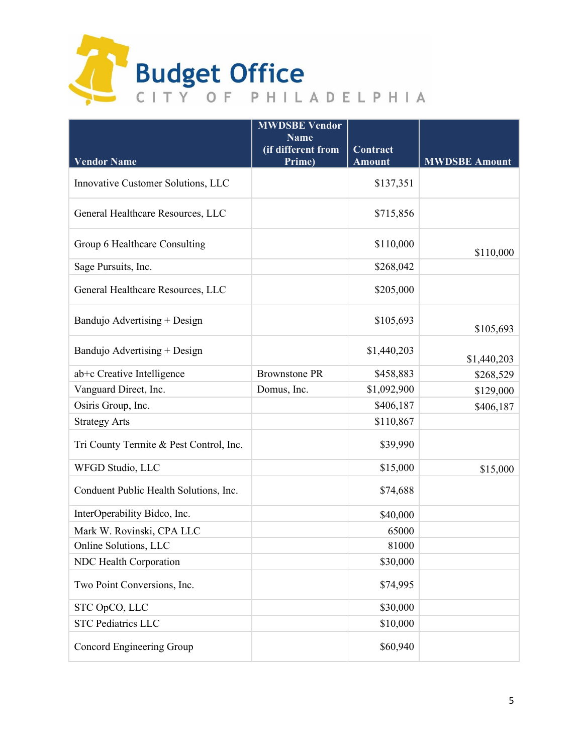# Budget Office

CITY OF PHILADELPHIA

| Vendor Name | MWDSBE Vendor Name (if different from Prime) | Contract Amount | MWDSBE Amount |
|---|---|---|---|
| Innovative Customer Solutions, LLC | | $137,351 | |
| General Healthcare Resources, LLC | | $715,856 | |
| Group 6 Healthcare Consulting | | $110,000 | $110,000 |
| Sage Pursuits, Inc. | | $268,042 | |
| General Healthcare Resources, LLC | | $205,000 | |
| Bandujo Advertising + Design | | $105,693 | $105,693 |
| Bandujo Advertising + Design | | $1,440,203 | $1,440,203 |
| ab+c Creative Intelligence | Brownstone PR | $458,883 | $268,529 |
| Vanguard Direct, Inc. | Domus, Inc. | $1,092,900 | $129,000 |
| Osiris Group, Inc. | | $406,187 | $406,187 |
| Strategy Arts | | $110,867 | |
| Tri County Termite & Pest Control, Inc. | | $39,990 | |
| WFGD Studio, LLC | | $15,000 | $15,000 |
| Conduent Public Health Solutions, Inc. | | $74,688 | |
| InterOperability Bidco, Inc. | | $40,000 | |
| Mark W. Rovinski, CPA LLC | | 65000 | |
| Online Solutions, LLC | | 81000 | |
| NDC Health Corporation | | $30,000 | |
| Two Point Conversions, Inc. | | $74,995 | |
| STC OpCO, LLC | | $30,000 | |
| STC Pediatrics LLC | | $10,000 | |
| Concord Engineering Group | | $60,940 | |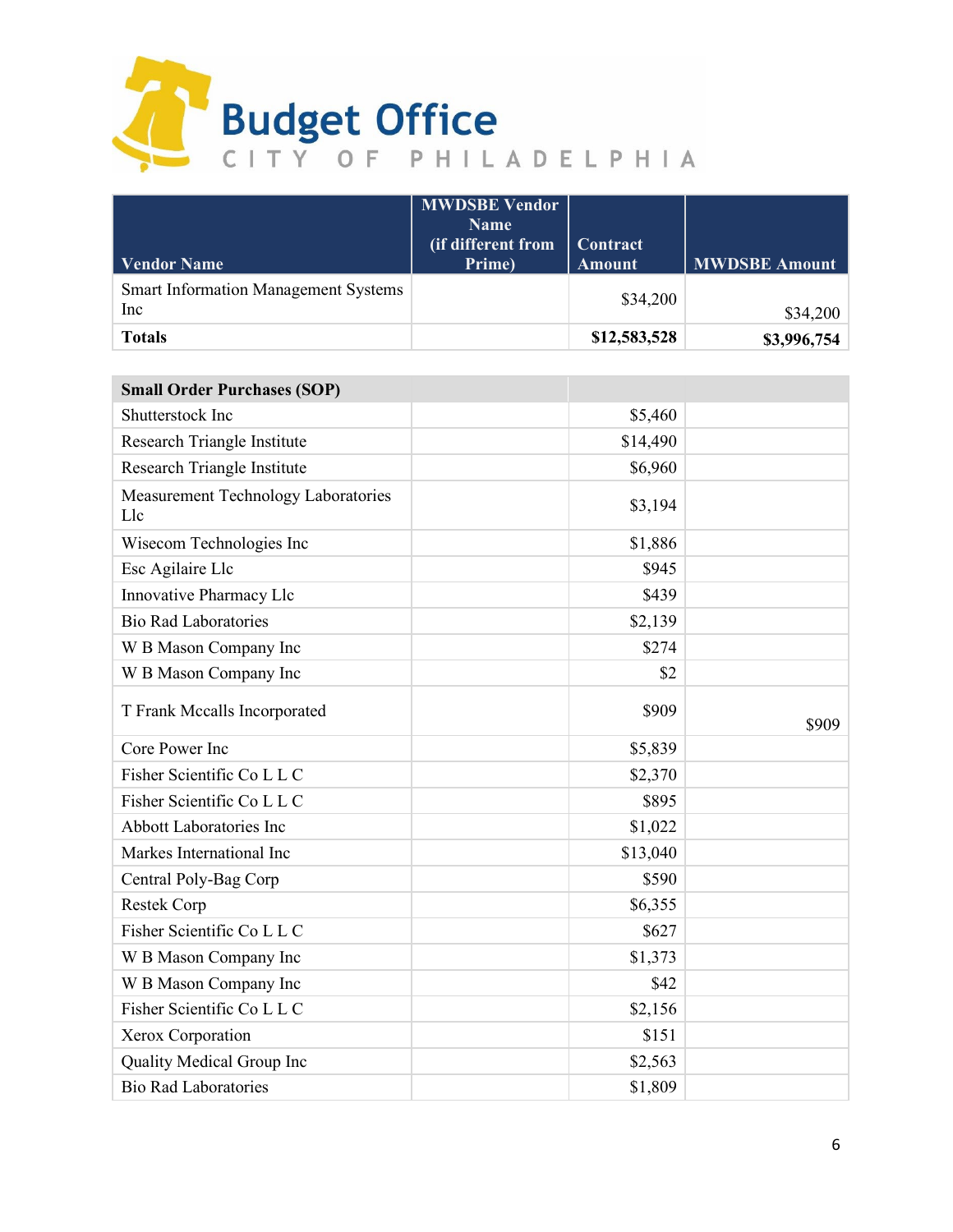| Vendor Name | MWDSBE Vendor Name (if different from Prime) | Contract Amount | MWDSBE Amount |
|---|---|---|---|
| Smart Information Management Systems Inc | | $34,200 | $34,200 |
| **Totals** | | **$12,583,528** | **$3,996,754** |

| **Small Order Purchases (SOP)** | | | |
|---|---|---|---|
| Shutterstock Inc | | $5,460 | |
| Research Triangle Institute | | $14,490 | |
| Research Triangle Institute | | $6,960 | |
| Measurement Technology Laboratories Llc | | $3,194 | |
| Wisecom Technologies Inc | | $1,886 | |
| Esc Agilaire Llc | | $945 | |
| Innovative Pharmacy Llc | | $439 | |
| Bio Rad Laboratories | | $2,139 | |
| W B Mason Company Inc | | $274 | |
| W B Mason Company Inc | | $2 | |
| T Frank Mccalls Incorporated | | $909 | $909 |
| Core Power Inc | | $5,839 | |
| Fisher Scientific Co L L C | | $2,370 | |
| Fisher Scientific Co L L C | | $895 | |
| Abbott Laboratories Inc | | $1,022 | |
| Markes International Inc | | $13,040 | |
| Central Poly-Bag Corp | | $590 | |
| Restek Corp | | $6,355 | |
| Fisher Scientific Co L L C | | $627 | |
| W B Mason Company Inc | | $1,373 | |
| W B Mason Company Inc | | $42 | |
| Fisher Scientific Co L L C | | $2,156 | |
| Xerox Corporation | | $151 | |
| Quality Medical Group Inc | | $2,563 | |
| Bio Rad Laboratories | | $1,809 | |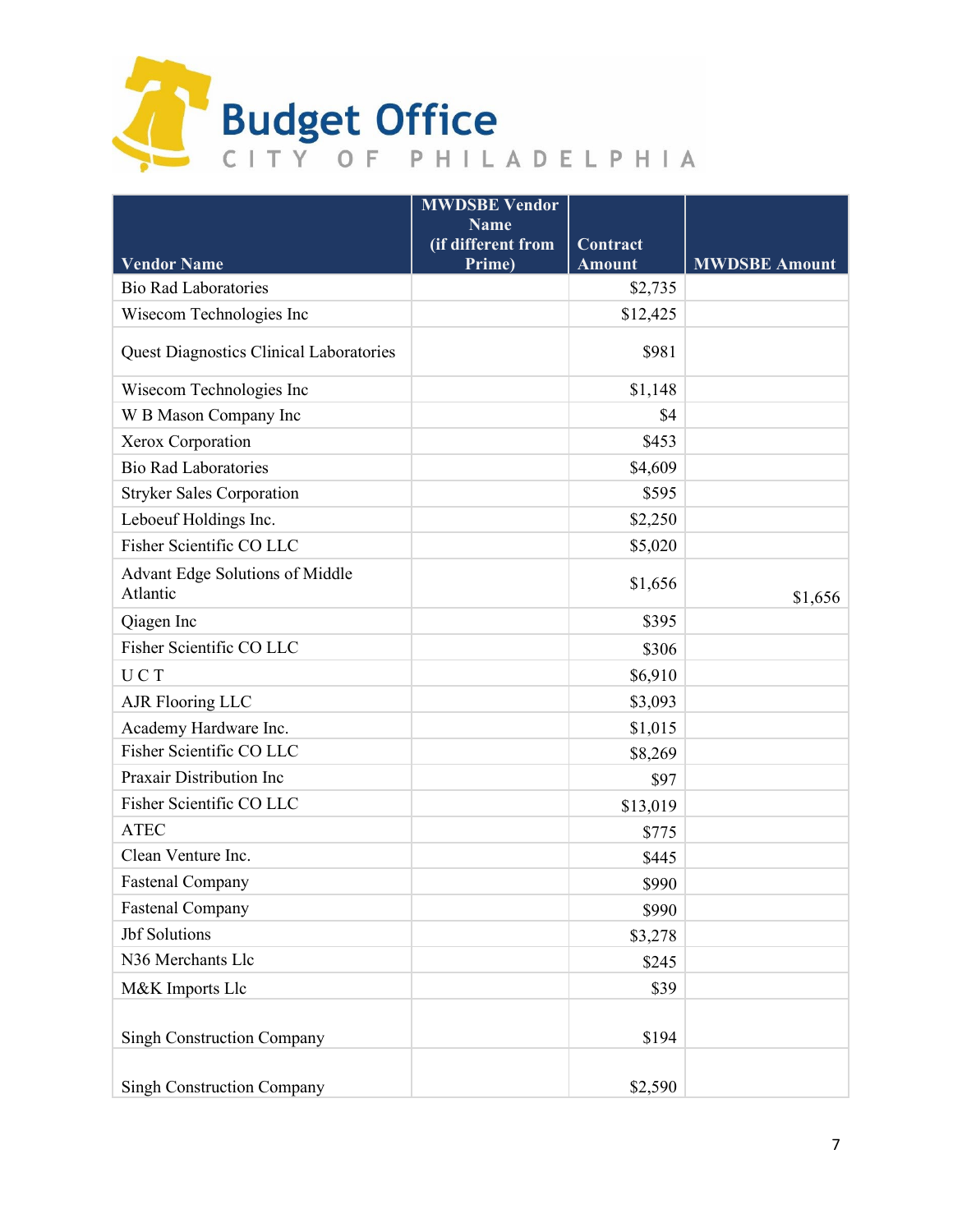# Budget Office

CITY OF PHILADELPHIA

| Vendor Name | MWDSBE Vendor Name (if different from Prime) | Contract Amount | MWDSBE Amount |
|---|---|---|---|
| Bio Rad Laboratories | | $2,735 | |
| Wisecom Technologies Inc | | $12,425 | |
| Quest Diagnostics Clinical Laboratories | | $981 | |
| Wisecom Technologies Inc | | $1,148 | |
| W B Mason Company Inc | | $4 | |
| Xerox Corporation | | $453 | |
| Bio Rad Laboratories | | $4,609 | |
| Stryker Sales Corporation | | $595 | |
| Leboeuf Holdings Inc. | | $2,250 | |
| Fisher Scientific CO LLC | | $5,020 | |
| Advant Edge Solutions of Middle Atlantic | | $1,656 | $1,656 |
| Qiagen Inc | | $395 | |
| Fisher Scientific CO LLC | | $306 | |
| U C T | | $6,910 | |
| AJR Flooring LLC | | $3,093 | |
| Academy Hardware Inc. | | $1,015 | |
| Fisher Scientific CO LLC | | $8,269 | |
| Praxair Distribution Inc | | $97 | |
| Fisher Scientific CO LLC | | $13,019 | |
| ATEC | | $775 | |
| Clean Venture Inc. | | $445 | |
| Fastenal Company | | $990 | |
| Fastenal Company | | $990 | |
| Jbf Solutions | | $3,278 | |
| N36 Merchants Llc | | $245 | |
| M&K Imports Llc | | $39 | |
| Singh Construction Company | | $194 | |
| Singh Construction Company | | $2,590 | |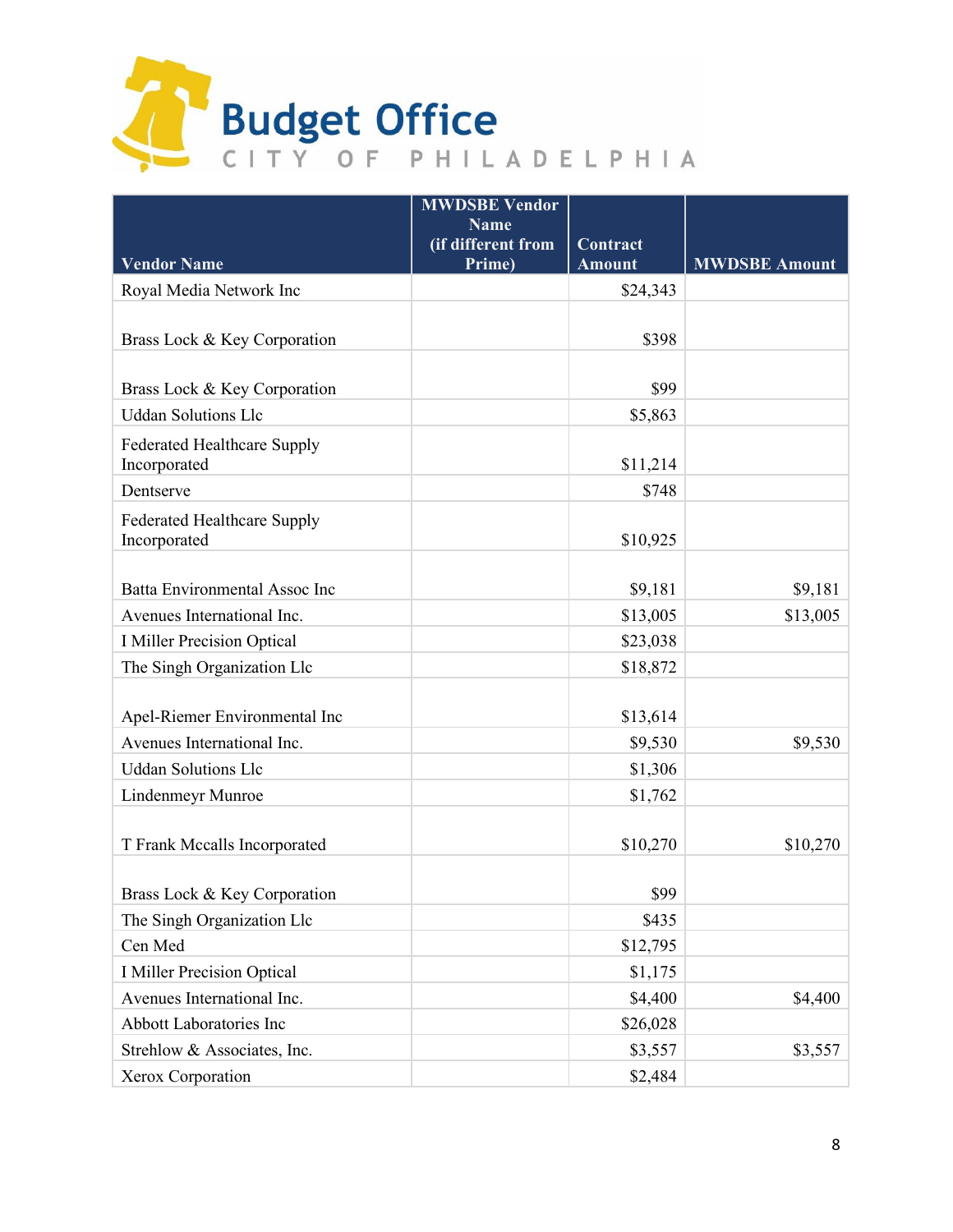# Budget Office

CITY OF PHILADELPHIA

| Vendor Name | MWDSBE Vendor Name (if different from Prime) | Contract Amount | MWDSBE Amount |
|---|---|---|---|
| Royal Media Network Inc | | $24,343 | |
| Brass Lock & Key Corporation | | $398 | |
| Brass Lock & Key Corporation | | $99 | |
| Uddan Solutions Llc | | $5,863 | |
| Federated Healthcare Supply Incorporated | | $11,214 | |
| Dentserve | | $748 | |
| Federated Healthcare Supply Incorporated | | $10,925 | |
| Batta Environmental Assoc Inc | | $9,181 | $9,181 |
| Avenues International Inc. | | $13,005 | $13,005 |
| I Miller Precision Optical | | $23,038 | |
| The Singh Organization Llc | | $18,872 | |
| Apel-Riemer Environmental Inc | | $13,614 | |
| Avenues International Inc. | | $9,530 | $9,530 |
| Uddan Solutions Llc | | $1,306 | |
| Lindenmeyr Munroe | | $1,762 | |
| T Frank Mccalls Incorporated | | $10,270 | $10,270 |
| Brass Lock & Key Corporation | | $99 | |
| The Singh Organization Llc | | $435 | |
| Cen Med | | $12,795 | |
| I Miller Precision Optical | | $1,175 | |
| Avenues International Inc. | | $4,400 | $4,400 |
| Abbott Laboratories Inc | | $26,028 | |
| Strehlow & Associates, Inc. | | $3,557 | $3,557 |
| Xerox Corporation | | $2,484 | |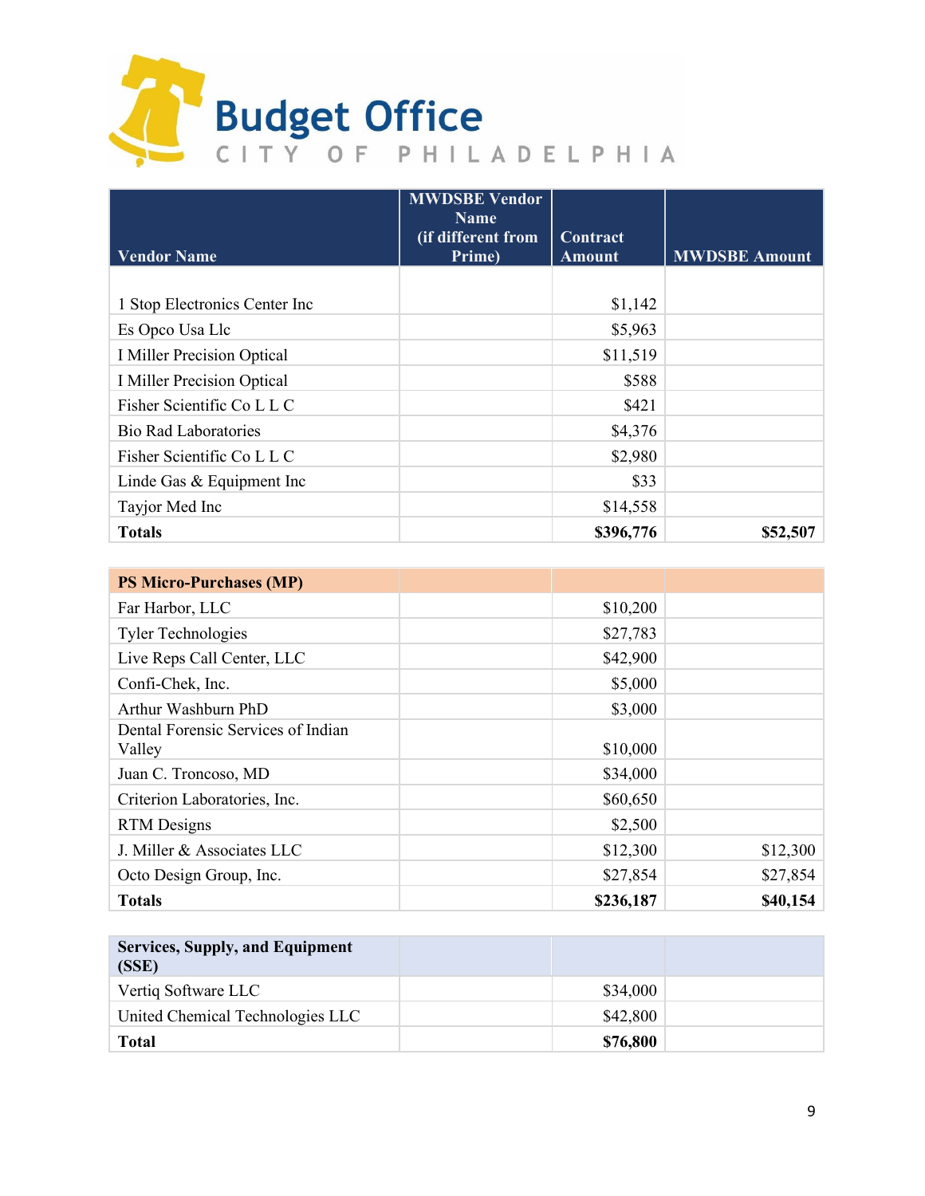# Budget Office

CITY OF PHILADELPHIA

| Vendor Name | MWDSBE Vendor Name (if different from Prime) | Contract Amount | MWDSBE Amount |
|---|---|---|---|
| 1 Stop Electronics Center Inc | | $1,142 | |
| Es Opco Usa Llc | | $5,963 | |
| I Miller Precision Optical | | $11,519 | |
| I Miller Precision Optical | | $588 | |
| Fisher Scientific Co L L C | | $421 | |
| Bio Rad Laboratories | | $4,376 | |
| Fisher Scientific Co L L C | | $2,980 | |
| Linde Gas & Equipment Inc | | $33 | |
| Tayjor Med Inc | | $14,558 | |
| **Totals** | | **$396,776** | **$52,507** |

| **PS Micro-Purchases (MP)** | | | |
|---|---|---|---|
| Far Harbor, LLC | | $10,200 | |
| Tyler Technologies | | $27,783 | |
| Live Reps Call Center, LLC | | $42,900 | |
| Confi-Chek, Inc. | | $5,000 | |
| Arthur Washburn PhD | | $3,000 | |
| Dental Forensic Services of Indian Valley | | $10,000 | |
| Juan C. Troncoso, MD | | $34,000 | |
| Criterion Laboratories, Inc. | | $60,650 | |
| RTM Designs | | $2,500 | |
| J. Miller & Associates LLC | | $12,300 | $12,300 |
| Octo Design Group, Inc. | | $27,854 | $27,854 |
| **Totals** | | **$236,187** | **$40,154** |

| **Services, Supply, and Equipment (SSE)** | | | |
|---|---|---|---|
| Vertiq Software LLC | | $34,000 | |
| United Chemical Technologies LLC | | $42,800 | |
| **Total** | | **$76,800** | |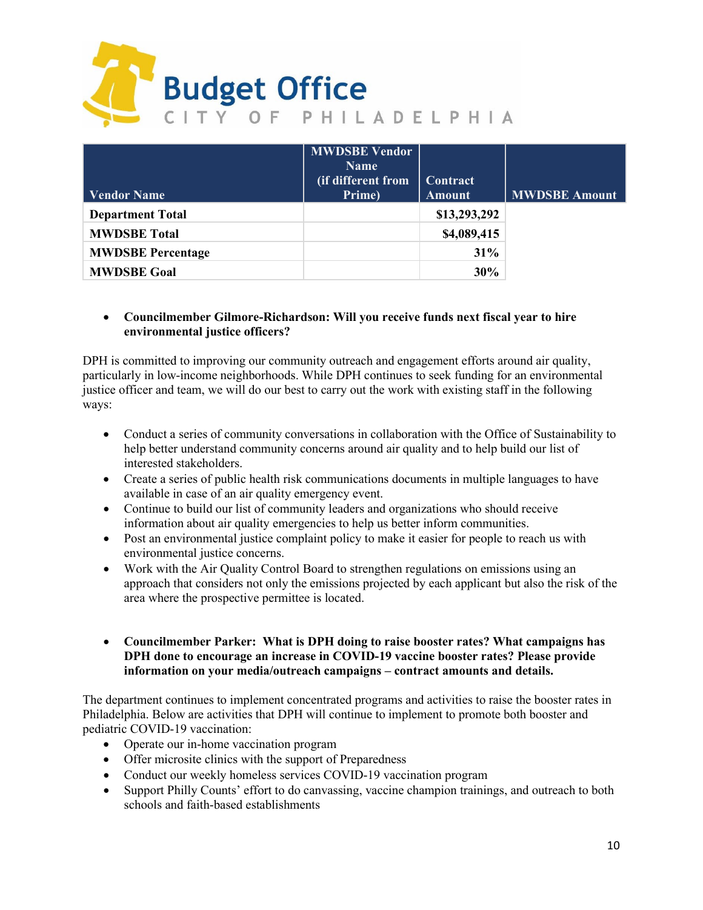| Vendor Name | MWDSBE Vendor Name (if different from Prime) | Contract Amount | MWDSBE Amount |
|---|---|---|---|
| **Department Total** | | **$13,293,292** | |
| **MWDSBE Total** | | **$4,089,415** | |
| **MWDSBE Percentage** | | **31%** | |
| **MWDSBE Goal** | | **30%** | |

- **Councilmember Gilmore-Richardson: Will you receive funds next fiscal year to hire environmental justice officers?**

DPH is committed to improving our community outreach and engagement efforts around air quality, particularly in low-income neighborhoods. While DPH continues to seek funding for an environmental justice officer and team, we will do our best to carry out the work with existing staff in the following ways:

- Conduct a series of community conversations in collaboration with the Office of Sustainability to help better understand community concerns around air quality and to help build our list of interested stakeholders.
- Create a series of public health risk communications documents in multiple languages to have available in case of an air quality emergency event.
- Continue to build our list of community leaders and organizations who should receive information about air quality emergencies to help us better inform communities.
- Post an environmental justice complaint policy to make it easier for people to reach us with environmental justice concerns.
- Work with the Air Quality Control Board to strengthen regulations on emissions using an approach that considers not only the emissions projected by each applicant but also the risk of the area where the prospective permittee is located.

- **Councilmember Parker: What is DPH doing to raise booster rates? What campaigns has DPH done to encourage an increase in COVID-19 vaccine booster rates? Please provide information on your media/outreach campaigns – contract amounts and details.**

The department continues to implement concentrated programs and activities to raise the booster rates in Philadelphia. Below are activities that DPH will continue to implement to promote both booster and pediatric COVID-19 vaccination:

- Operate our in-home vaccination program
- Offer microsite clinics with the support of Preparedness
- Conduct our weekly homeless services COVID-19 vaccination program
- Support Philly Counts' effort to do canvassing, vaccine champion trainings, and outreach to both schools and faith-based establishments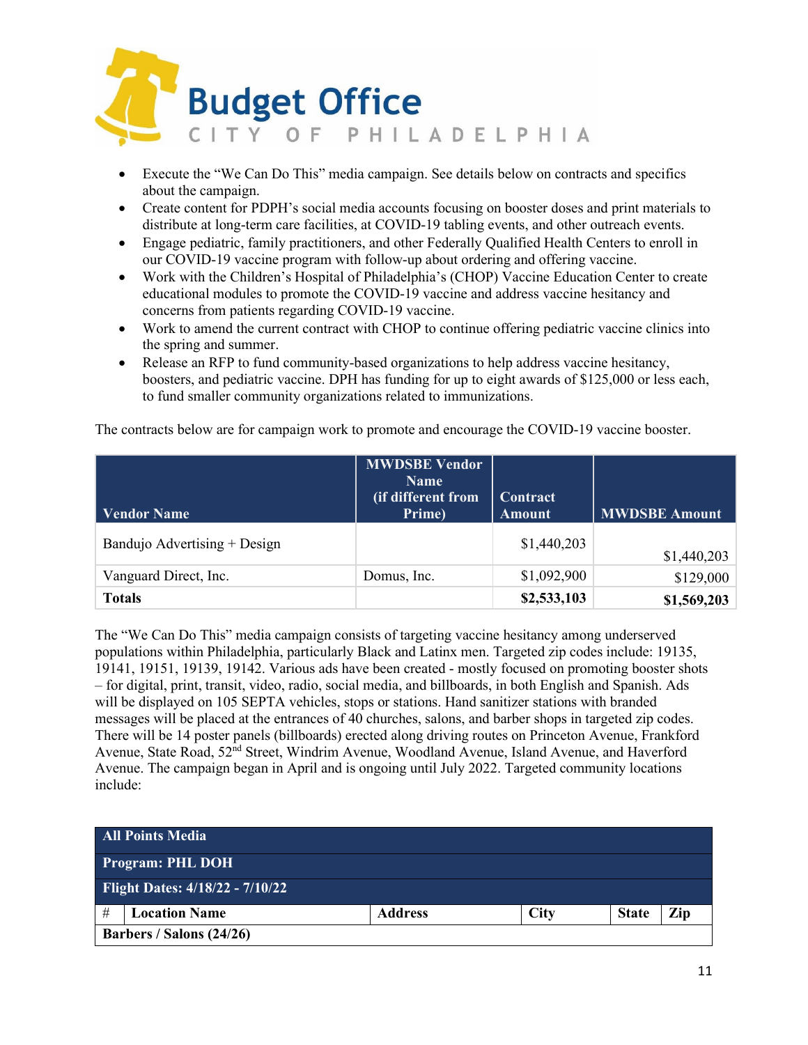- Execute the "We Can Do This" media campaign. See details below on contracts and specifics about the campaign.
- Create content for PDPH's social media accounts focusing on booster doses and print materials to distribute at long-term care facilities, at COVID-19 tabling events, and other outreach events.
- Engage pediatric, family practitioners, and other Federally Qualified Health Centers to enroll in our COVID-19 vaccine program with follow-up about ordering and offering vaccine.
- Work with the Children's Hospital of Philadelphia's (CHOP) Vaccine Education Center to create educational modules to promote the COVID-19 vaccine and address vaccine hesitancy and concerns from patients regarding COVID-19 vaccine.
- Work to amend the current contract with CHOP to continue offering pediatric vaccine clinics into the spring and summer.
- Release an RFP to fund community-based organizations to help address vaccine hesitancy, boosters, and pediatric vaccine. DPH has funding for up to eight awards of $125,000 or less each, to fund smaller community organizations related to immunizations.

The contracts below are for campaign work to promote and encourage the COVID-19 vaccine booster.

| Vendor Name | MWDSBE Vendor Name (if different from Prime) | Contract Amount | MWDSBE Amount |
|---|---|---|---|
| Bandujo Advertising + Design | | $1,440,203 | $1,440,203 |
| Vanguard Direct, Inc. | Domus, Inc. | $1,092,900 | $129,000 |
| **Totals** | | **$2,533,103** | **$1,569,203** |

The "We Can Do This" media campaign consists of targeting vaccine hesitancy among underserved populations within Philadelphia, particularly Black and Latinx men. Targeted zip codes include: 19135, 19141, 19151, 19139, 19142. Various ads have been created - mostly focused on promoting booster shots – for digital, print, transit, video, radio, social media, and billboards, in both English and Spanish. Ads will be displayed on 105 SEPTA vehicles, stops or stations. Hand sanitizer stations with branded messages will be placed at the entrances of 40 churches, salons, and barber shops in targeted zip codes. There will be 14 poster panels (billboards) erected along driving routes on Princeton Avenue, Frankford Avenue, State Road, 52nd Street, Windrim Avenue, Woodland Avenue, Island Avenue, and Haverford Avenue. The campaign began in April and is ongoing until July 2022. Targeted community locations include:

| **All Points Media** | | | | | |
|---|---|---|---|---|---|
| **Program: PHL DOH** | | | | | |
| **Flight Dates: 4/18/22 - 7/10/22** | | | | | |
| # | **Location Name** | **Address** | **City** | **State** | **Zip** |
| **Barbers / Salons (24/26)** | | | | | |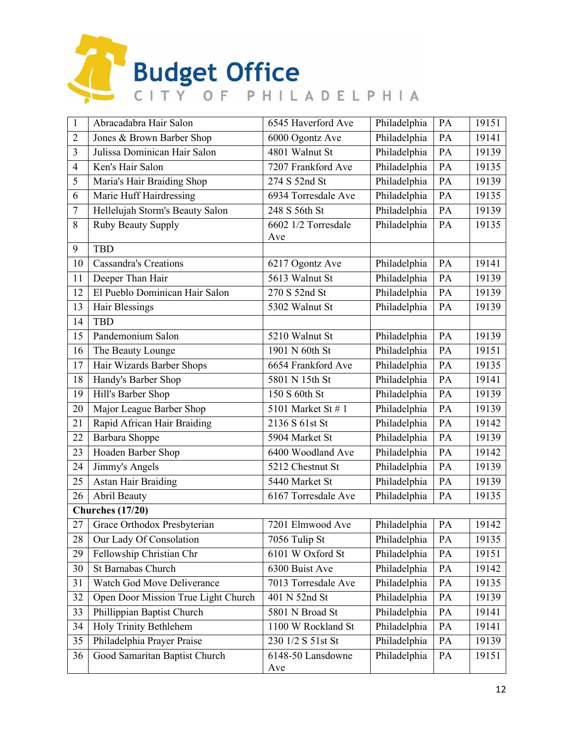# Budget Office

CITY OF PHILADELPHIA

| | | | | | |
|---|---|---|---|---|---|
| 1 | Abracadabra Hair Salon | 6545 Haverford Ave | Philadelphia | PA | 19151 |
| 2 | Jones & Brown Barber Shop | 6000 Ogontz Ave | Philadelphia | PA | 19141 |
| 3 | Julissa Dominican Hair Salon | 4801 Walnut St | Philadelphia | PA | 19139 |
| 4 | Ken's Hair Salon | 7207 Frankford Ave | Philadelphia | PA | 19135 |
| 5 | Maria's Hair Braiding Shop | 274 S 52nd St | Philadelphia | PA | 19139 |
| 6 | Marie Huff Hairdressing | 6934 Torresdale Ave | Philadelphia | PA | 19135 |
| 7 | Hellelujah Storm's Beauty Salon | 248 S 56th St | Philadelphia | PA | 19139 |
| 8 | Ruby Beauty Supply | 6602 1/2 Torresdale Ave | Philadelphia | PA | 19135 |
| 9 | TBD | | | | |
| 10 | Cassandra's Creations | 6217 Ogontz Ave | Philadelphia | PA | 19141 |
| 11 | Deeper Than Hair | 5613 Walnut St | Philadelphia | PA | 19139 |
| 12 | El Pueblo Dominican Hair Salon | 270 S 52nd St | Philadelphia | PA | 19139 |
| 13 | Hair Blessings | 5302 Walnut St | Philadelphia | PA | 19139 |
| 14 | TBD | | | | |
| 15 | Pandemonium Salon | 5210 Walnut St | Philadelphia | PA | 19139 |
| 16 | The Beauty Lounge | 1901 N 60th St | Philadelphia | PA | 19151 |
| 17 | Hair Wizards Barber Shops | 6654 Frankford Ave | Philadelphia | PA | 19135 |
| 18 | Handy's Barber Shop | 5801 N 15th St | Philadelphia | PA | 19141 |
| 19 | Hill's Barber Shop | 150 S 60th St | Philadelphia | PA | 19139 |
| 20 | Major League Barber Shop | 5101 Market St # 1 | Philadelphia | PA | 19139 |
| 21 | Rapid African Hair Braiding | 2136 S 61st St | Philadelphia | PA | 19142 |
| 22 | Barbara Shoppe | 5904 Market St | Philadelphia | PA | 19139 |
| 23 | Hoaden Barber Shop | 6400 Woodland Ave | Philadelphia | PA | 19142 |
| 24 | Jimmy's Angels | 5212 Chestnut St | Philadelphia | PA | 19139 |
| 25 | Astan Hair Braiding | 5440 Market St | Philadelphia | PA | 19139 |
| 26 | Abril Beauty | 6167 Torresdale Ave | Philadelphia | PA | 19135 |
| **Churches (17/20)** | | | | | |
| 27 | Grace Orthodox Presbyterian | 7201 Elmwood Ave | Philadelphia | PA | 19142 |
| 28 | Our Lady Of Consolation | 7056 Tulip St | Philadelphia | PA | 19135 |
| 29 | Fellowship Christian Chr | 6101 W Oxford St | Philadelphia | PA | 19151 |
| 30 | St Barnabas Church | 6300 Buist Ave | Philadelphia | PA | 19142 |
| 31 | Watch God Move Deliverance | 7013 Torresdale Ave | Philadelphia | PA | 19135 |
| 32 | Open Door Mission True Light Church | 401 N 52nd St | Philadelphia | PA | 19139 |
| 33 | Phillippian Baptist Church | 5801 N Broad St | Philadelphia | PA | 19141 |
| 34 | Holy Trinity Bethlehem | 1100 W Rockland St | Philadelphia | PA | 19141 |
| 35 | Philadelphia Prayer Praise | 230 1/2 S 51st St | Philadelphia | PA | 19139 |
| 36 | Good Samaritan Baptist Church | 6148-50 Lansdowne Ave | Philadelphia | PA | 19151 |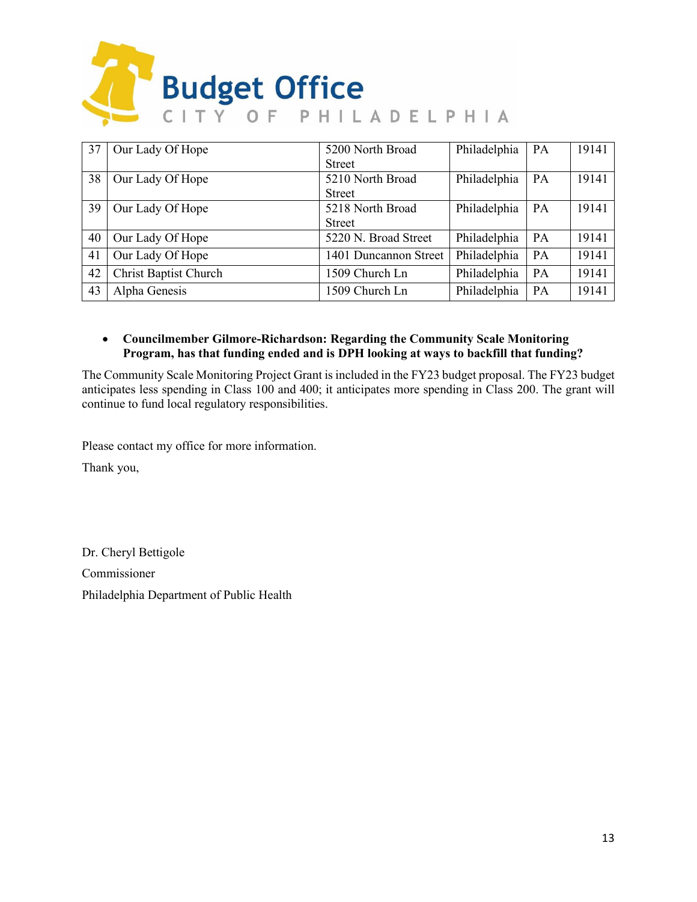| 37 | Our Lady Of Hope | 5200 North Broad Street | Philadelphia | PA | 19141 |
|---|---|---|---|---|---|
| 38 | Our Lady Of Hope | 5210 North Broad Street | Philadelphia | PA | 19141 |
| 39 | Our Lady Of Hope | 5218 North Broad Street | Philadelphia | PA | 19141 |
| 40 | Our Lady Of Hope | 5220 N. Broad Street | Philadelphia | PA | 19141 |
| 41 | Our Lady Of Hope | 1401 Duncannon Street | Philadelphia | PA | 19141 |
| 42 | Christ Baptist Church | 1509 Church Ln | Philadelphia | PA | 19141 |
| 43 | Alpha Genesis | 1509 Church Ln | Philadelphia | PA | 19141 |

- **Councilmember Gilmore-Richardson: Regarding the Community Scale Monitoring Program, has that funding ended and is DPH looking at ways to backfill that funding?**

The Community Scale Monitoring Project Grant is included in the FY23 budget proposal. The FY23 budget anticipates less spending in Class 100 and 400; it anticipates more spending in Class 200. The grant will continue to fund local regulatory responsibilities.

Please contact my office for more information.

Thank you,

Dr. Cheryl Bettigole

Commissioner

Philadelphia Department of Public Health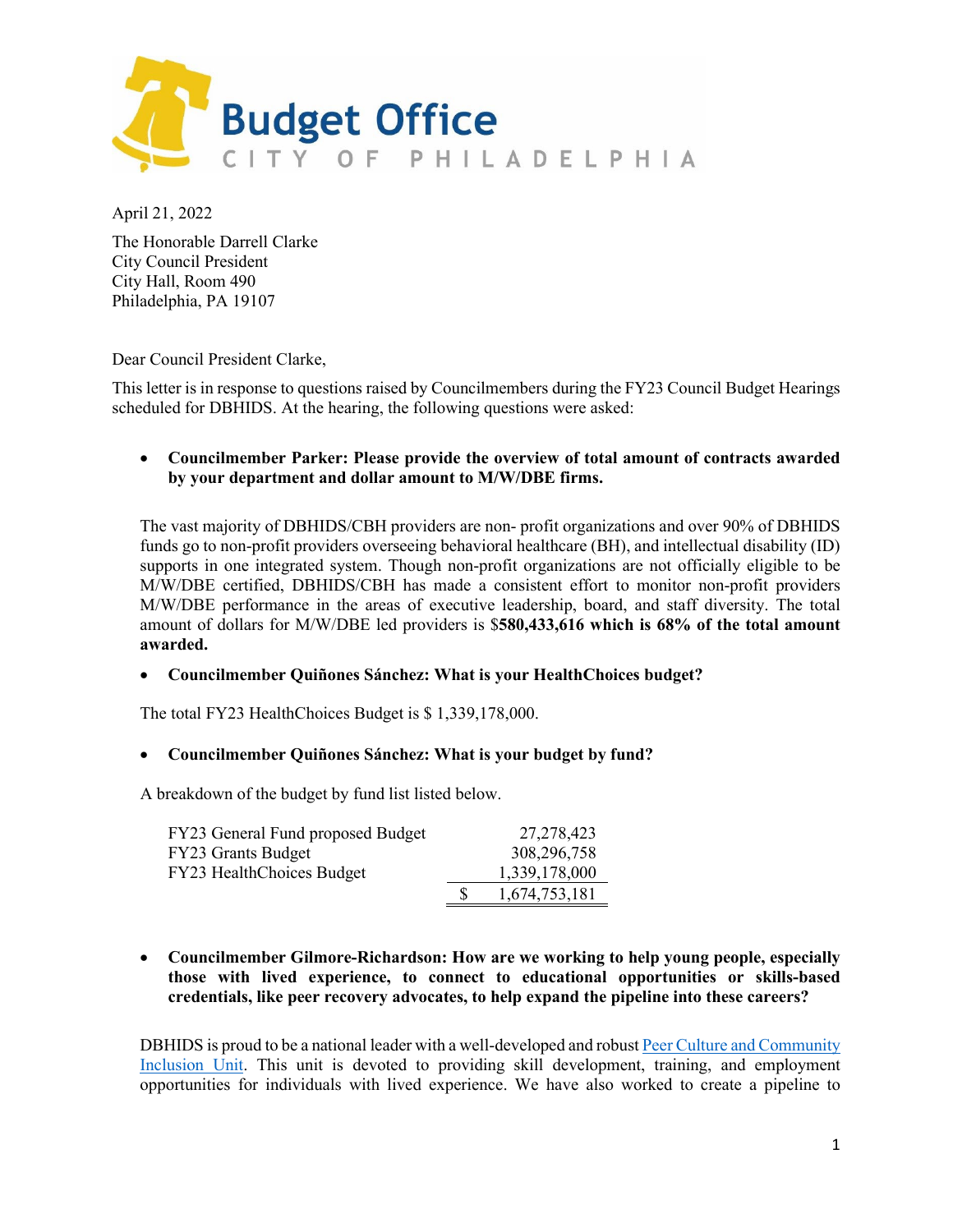**Budget Office**
CITY OF PHILADELPHIA

April 21, 2022

The Honorable Darrell Clarke
City Council President
City Hall, Room 490
Philadelphia, PA 19107

Dear Council President Clarke,

This letter is in response to questions raised by Councilmembers during the FY23 Council Budget Hearings scheduled for DBHIDS. At the hearing, the following questions were asked:

- **Councilmember Parker: Please provide the overview of total amount of contracts awarded by your department and dollar amount to M/W/DBE firms.**

The vast majority of DBHIDS/CBH providers are non- profit organizations and over 90% of DBHIDS funds go to non-profit providers overseeing behavioral healthcare (BH), and intellectual disability (ID) supports in one integrated system. Though non-profit organizations are not officially eligible to be M/W/DBE certified, DBHIDS/CBH has made a consistent effort to monitor non-profit providers M/W/DBE performance in the areas of executive leadership, board, and staff diversity. The total amount of dollars for M/W/DBE led providers is $**580,433,616 which is 68% of the total amount awarded.**

- **Councilmember Quiñones Sánchez: What is your HealthChoices budget?**

The total FY23 HealthChoices Budget is $ 1,339,178,000.

- **Councilmember Quiñones Sánchez: What is your budget by fund?**

A breakdown of the budget by fund list listed below.

| | |
|---|---|
| FY23 General Fund proposed Budget | 27,278,423 |
| FY23 Grants Budget | 308,296,758 |
| FY23 HealthChoices Budget | 1,339,178,000 |
| | $ 1,674,753,181 |

- **Councilmember Gilmore-Richardson: How are we working to help young people, especially those with lived experience, to connect to educational opportunities or skills-based credentials, like peer recovery advocates, to help expand the pipeline into these careers?**

DBHIDS is proud to be a national leader with a well-developed and robust Peer Culture and Community Inclusion Unit. This unit is devoted to providing skill development, training, and employment opportunities for individuals with lived experience. We have also worked to create a pipeline to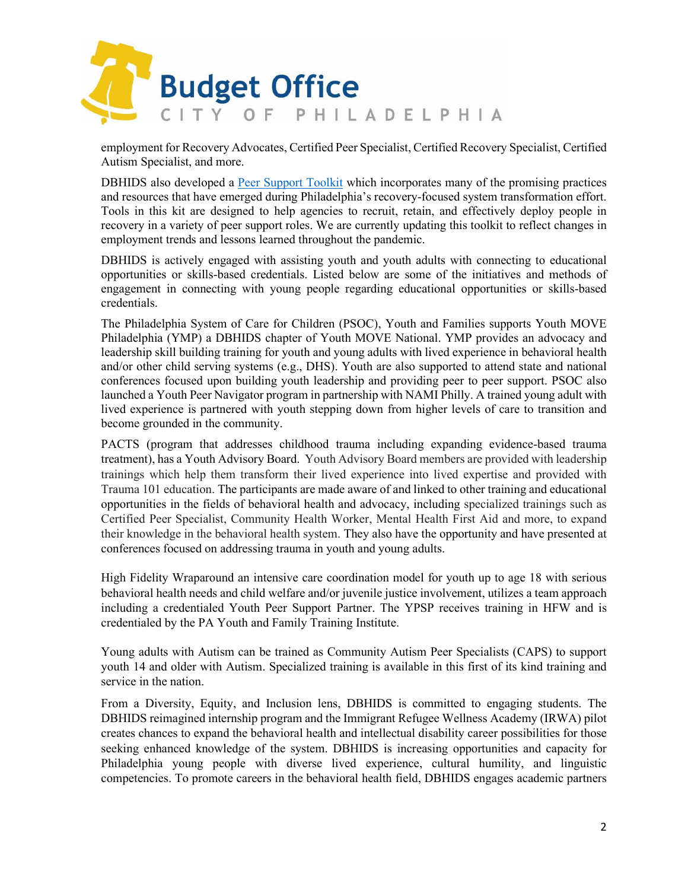employment for Recovery Advocates, Certified Peer Specialist, Certified Recovery Specialist, Certified Autism Specialist, and more.

DBHIDS also developed a Peer Support Toolkit which incorporates many of the promising practices and resources that have emerged during Philadelphia's recovery-focused system transformation effort. Tools in this kit are designed to help agencies to recruit, retain, and effectively deploy people in recovery in a variety of peer support roles. We are currently updating this toolkit to reflect changes in employment trends and lessons learned throughout the pandemic.

DBHIDS is actively engaged with assisting youth and youth adults with connecting to educational opportunities or skills-based credentials. Listed below are some of the initiatives and methods of engagement in connecting with young people regarding educational opportunities or skills-based credentials.

The Philadelphia System of Care for Children (PSOC), Youth and Families supports Youth MOVE Philadelphia (YMP) a DBHIDS chapter of Youth MOVE National. YMP provides an advocacy and leadership skill building training for youth and young adults with lived experience in behavioral health and/or other child serving systems (e.g., DHS). Youth are also supported to attend state and national conferences focused upon building youth leadership and providing peer to peer support. PSOC also launched a Youth Peer Navigator program in partnership with NAMI Philly. A trained young adult with lived experience is partnered with youth stepping down from higher levels of care to transition and become grounded in the community.

PACTS (program that addresses childhood trauma including expanding evidence-based trauma treatment), has a Youth Advisory Board. Youth Advisory Board members are provided with leadership trainings which help them transform their lived experience into lived expertise and provided with Trauma 101 education. The participants are made aware of and linked to other training and educational opportunities in the fields of behavioral health and advocacy, including specialized trainings such as Certified Peer Specialist, Community Health Worker, Mental Health First Aid and more, to expand their knowledge in the behavioral health system. They also have the opportunity and have presented at conferences focused on addressing trauma in youth and young adults.

High Fidelity Wraparound an intensive care coordination model for youth up to age 18 with serious behavioral health needs and child welfare and/or juvenile justice involvement, utilizes a team approach including a credentialed Youth Peer Support Partner. The YPSP receives training in HFW and is credentialed by the PA Youth and Family Training Institute.

Young adults with Autism can be trained as Community Autism Peer Specialists (CAPS) to support youth 14 and older with Autism. Specialized training is available in this first of its kind training and service in the nation.

From a Diversity, Equity, and Inclusion lens, DBHIDS is committed to engaging students. The DBHIDS reimagined internship program and the Immigrant Refugee Wellness Academy (IRWA) pilot creates chances to expand the behavioral health and intellectual disability career possibilities for those seeking enhanced knowledge of the system. DBHIDS is increasing opportunities and capacity for Philadelphia young people with diverse lived experience, cultural humility, and linguistic competencies. To promote careers in the behavioral health field, DBHIDS engages academic partners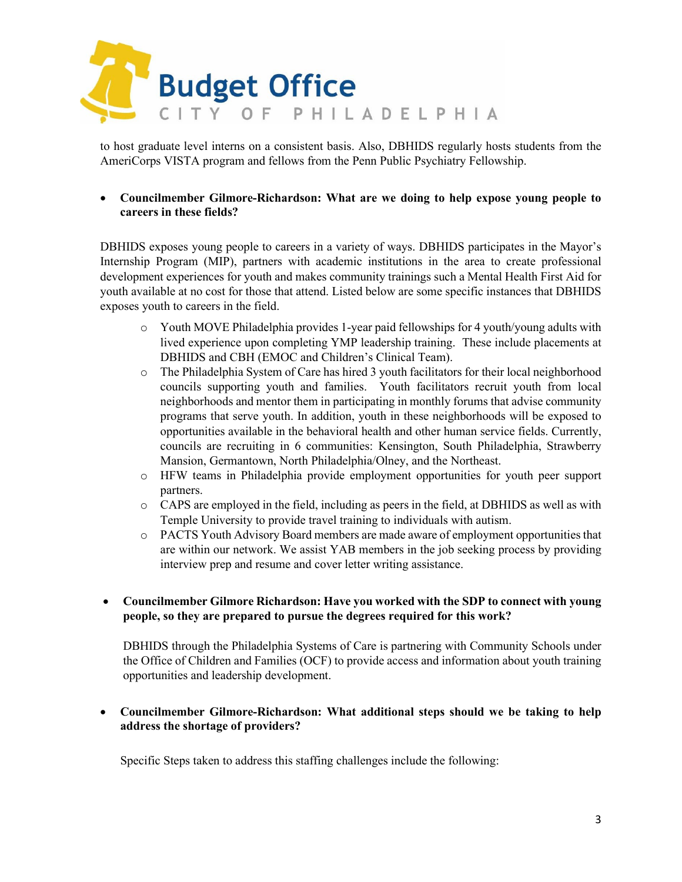to host graduate level interns on a consistent basis. Also, DBHIDS regularly hosts students from the AmeriCorps VISTA program and fellows from the Penn Public Psychiatry Fellowship.

- **Councilmember Gilmore-Richardson: What are we doing to help expose young people to careers in these fields?**

DBHIDS exposes young people to careers in a variety of ways. DBHIDS participates in the Mayor's Internship Program (MIP), partners with academic institutions in the area to create professional development experiences for youth and makes community trainings such a Mental Health First Aid for youth available at no cost for those that attend. Listed below are some specific instances that DBHIDS exposes youth to careers in the field.

  - Youth MOVE Philadelphia provides 1-year paid fellowships for 4 youth/young adults with lived experience upon completing YMP leadership training. These include placements at DBHIDS and CBH (EMOC and Children's Clinical Team).
  - The Philadelphia System of Care has hired 3 youth facilitators for their local neighborhood councils supporting youth and families. Youth facilitators recruit youth from local neighborhoods and mentor them in participating in monthly forums that advise community programs that serve youth. In addition, youth in these neighborhoods will be exposed to opportunities available in the behavioral health and other human service fields. Currently, councils are recruiting in 6 communities: Kensington, South Philadelphia, Strawberry Mansion, Germantown, North Philadelphia/Olney, and the Northeast.
  - HFW teams in Philadelphia provide employment opportunities for youth peer support partners.
  - CAPS are employed in the field, including as peers in the field, at DBHIDS as well as with Temple University to provide travel training to individuals with autism.
  - PACTS Youth Advisory Board members are made aware of employment opportunities that are within our network. We assist YAB members in the job seeking process by providing interview prep and resume and cover letter writing assistance.

- **Councilmember Gilmore Richardson: Have you worked with the SDP to connect with young people, so they are prepared to pursue the degrees required for this work?**

  DBHIDS through the Philadelphia Systems of Care is partnering with Community Schools under the Office of Children and Families (OCF) to provide access and information about youth training opportunities and leadership development.

- **Councilmember Gilmore-Richardson: What additional steps should we be taking to help address the shortage of providers?**

  Specific Steps taken to address this staffing challenges include the following: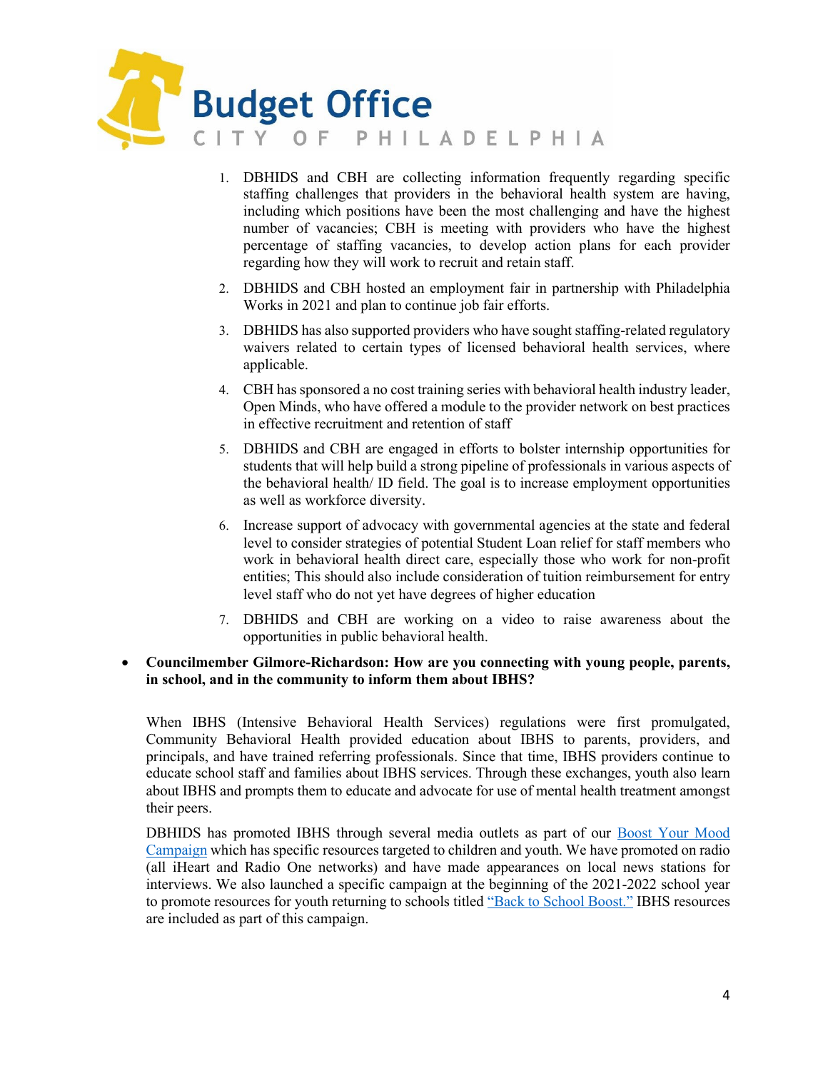1. DBHIDS and CBH are collecting information frequently regarding specific staffing challenges that providers in the behavioral health system are having, including which positions have been the most challenging and have the highest number of vacancies; CBH is meeting with providers who have the highest percentage of staffing vacancies, to develop action plans for each provider regarding how they will work to recruit and retain staff.
2. DBHIDS and CBH hosted an employment fair in partnership with Philadelphia Works in 2021 and plan to continue job fair efforts.
3. DBHIDS has also supported providers who have sought staffing-related regulatory waivers related to certain types of licensed behavioral health services, where applicable.
4. CBH has sponsored a no cost training series with behavioral health industry leader, Open Minds, who have offered a module to the provider network on best practices in effective recruitment and retention of staff
5. DBHIDS and CBH are engaged in efforts to bolster internship opportunities for students that will help build a strong pipeline of professionals in various aspects of the behavioral health/ ID field. The goal is to increase employment opportunities as well as workforce diversity.
6. Increase support of advocacy with governmental agencies at the state and federal level to consider strategies of potential Student Loan relief for staff members who work in behavioral health direct care, especially those who work for non-profit entities; This should also include consideration of tuition reimbursement for entry level staff who do not yet have degrees of higher education
7. DBHIDS and CBH are working on a video to raise awareness about the opportunities in public behavioral health.

- **Councilmember Gilmore-Richardson: How are you connecting with young people, parents, in school, and in the community to inform them about IBHS?**

  When IBHS (Intensive Behavioral Health Services) regulations were first promulgated, Community Behavioral Health provided education about IBHS to parents, providers, and principals, and have trained referring professionals. Since that time, IBHS providers continue to educate school staff and families about IBHS services. Through these exchanges, youth also learn about IBHS and prompts them to educate and advocate for use of mental health treatment amongst their peers.

  DBHIDS has promoted IBHS through several media outlets as part of our Boost Your Mood Campaign which has specific resources targeted to children and youth. We have promoted on radio (all iHeart and Radio One networks) and have made appearances on local news stations for interviews. We also launched a specific campaign at the beginning of the 2021-2022 school year to promote resources for youth returning to schools titled "Back to School Boost." IBHS resources are included as part of this campaign.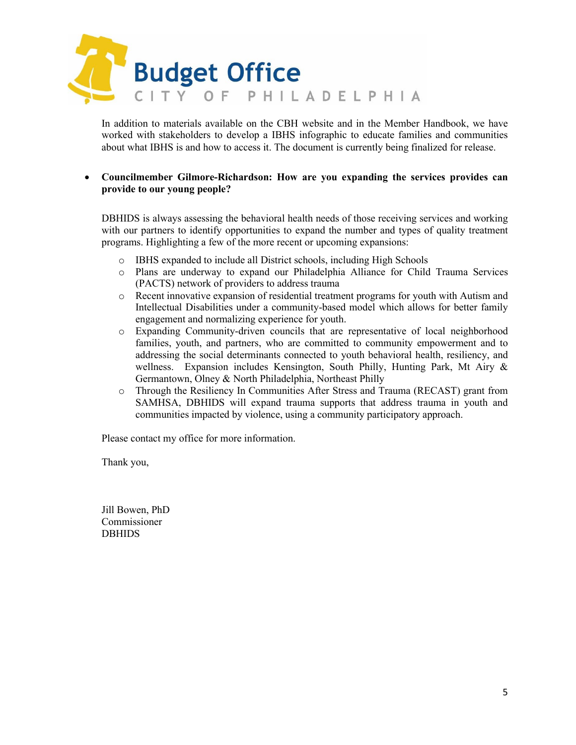In addition to materials available on the CBH website and in the Member Handbook, we have worked with stakeholders to develop a IBHS infographic to educate families and communities about what IBHS is and how to access it. The document is currently being finalized for release.

- **Councilmember Gilmore-Richardson: How are you expanding the services provides can provide to our young people?**

  DBHIDS is always assessing the behavioral health needs of those receiving services and working with our partners to identify opportunities to expand the number and types of quality treatment programs. Highlighting a few of the more recent or upcoming expansions:

  - IBHS expanded to include all District schools, including High Schools
  - Plans are underway to expand our Philadelphia Alliance for Child Trauma Services (PACTS) network of providers to address trauma
  - Recent innovative expansion of residential treatment programs for youth with Autism and Intellectual Disabilities under a community-based model which allows for better family engagement and normalizing experience for youth.
  - Expanding Community-driven councils that are representative of local neighborhood families, youth, and partners, who are committed to community empowerment and to addressing the social determinants connected to youth behavioral health, resiliency, and wellness. Expansion includes Kensington, South Philly, Hunting Park, Mt Airy & Germantown, Olney & North Philadelphia, Northeast Philly
  - Through the Resiliency In Communities After Stress and Trauma (RECAST) grant from SAMHSA, DBHIDS will expand trauma supports that address trauma in youth and communities impacted by violence, using a community participatory approach.

Please contact my office for more information.

Thank you,

Jill Bowen, PhD
Commissioner
DBHIDS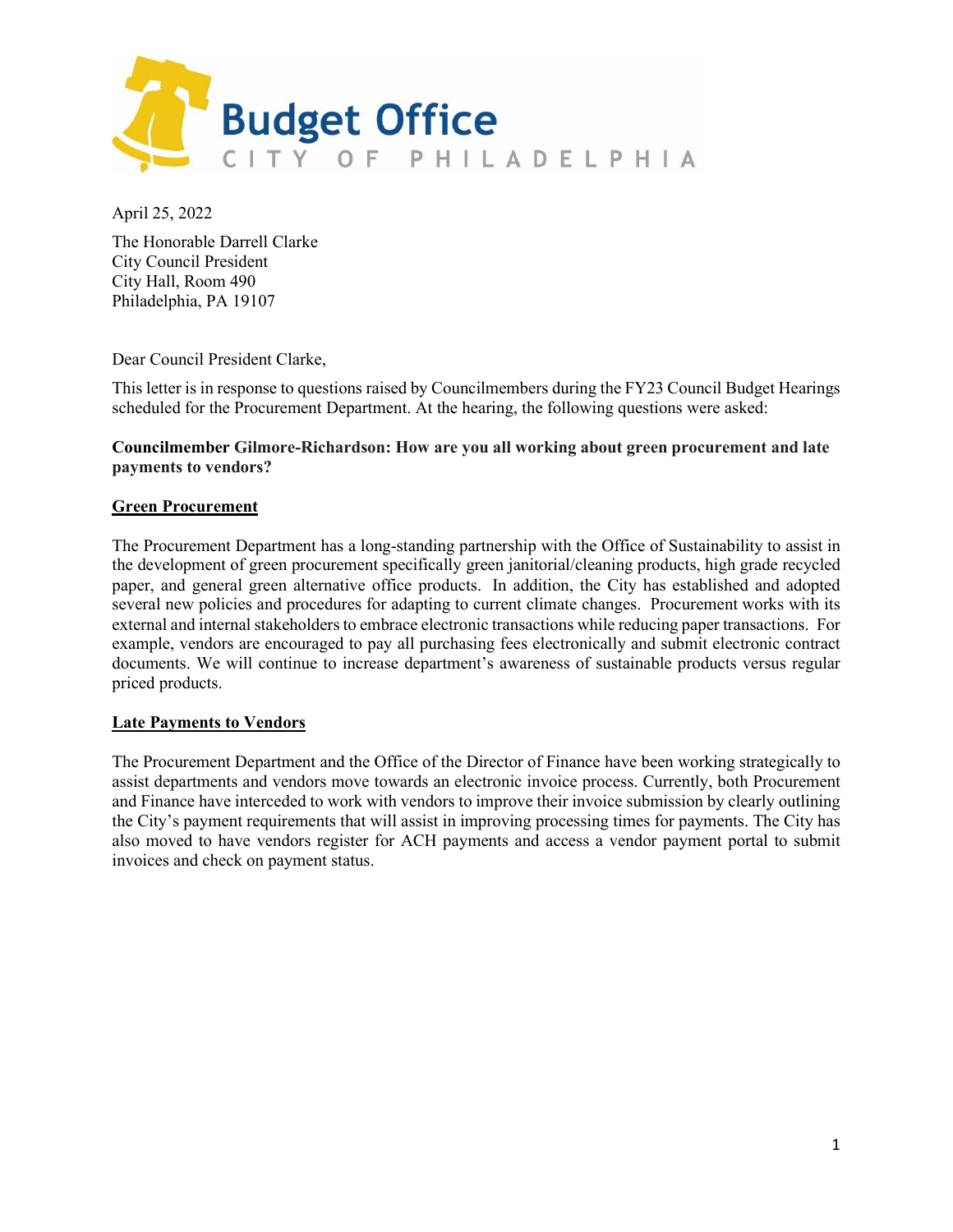# Budget Office

CITY OF PHILADELPHIA

April 25, 2022

The Honorable Darrell Clarke
City Council President
City Hall, Room 490
Philadelphia, PA 19107

Dear Council President Clarke,

This letter is in response to questions raised by Councilmembers during the FY23 Council Budget Hearings scheduled for the Procurement Department. At the hearing, the following questions were asked:

**Councilmember Gilmore-Richardson: How are you all working about green procurement and late payments to vendors?**

**Green Procurement**

The Procurement Department has a long-standing partnership with the Office of Sustainability to assist in the development of green procurement specifically green janitorial/cleaning products, high grade recycled paper, and general green alternative office products. In addition, the City has established and adopted several new policies and procedures for adapting to current climate changes. Procurement works with its external and internal stakeholders to embrace electronic transactions while reducing paper transactions. For example, vendors are encouraged to pay all purchasing fees electronically and submit electronic contract documents. We will continue to increase department's awareness of sustainable products versus regular priced products.

**Late Payments to Vendors**

The Procurement Department and the Office of the Director of Finance have been working strategically to assist departments and vendors move towards an electronic invoice process. Currently, both Procurement and Finance have interceded to work with vendors to improve their invoice submission by clearly outlining the City's payment requirements that will assist in improving processing times for payments. The City has also moved to have vendors register for ACH payments and access a vendor payment portal to submit invoices and check on payment status.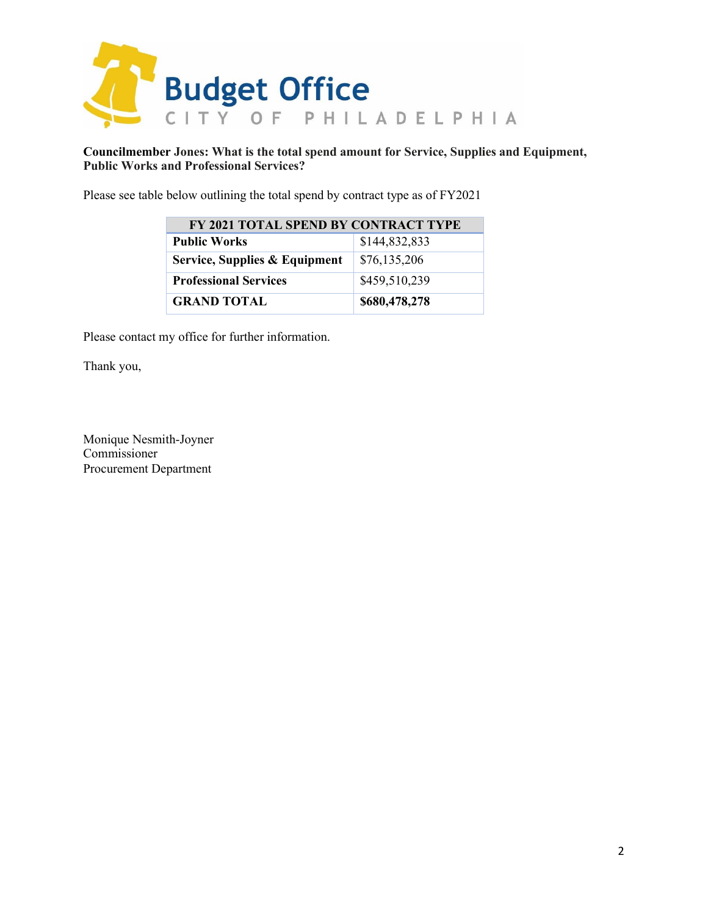Budget Office
CITY OF PHILADELPHIA

**Councilmember Jones: What is the total spend amount for Service, Supplies and Equipment, Public Works and Professional Services?**

Please see table below outlining the total spend by contract type as of FY2021

| FY 2021 TOTAL SPEND BY CONTRACT TYPE | |
|---|---|
| **Public Works** | $144,832,833 |
| **Service, Supplies & Equipment** | $76,135,206 |
| **Professional Services** | $459,510,239 |
| **GRAND TOTAL** | **$680,478,278** |

Please contact my office for further information.

Thank you,

Monique Nesmith-Joyner
Commissioner
Procurement Department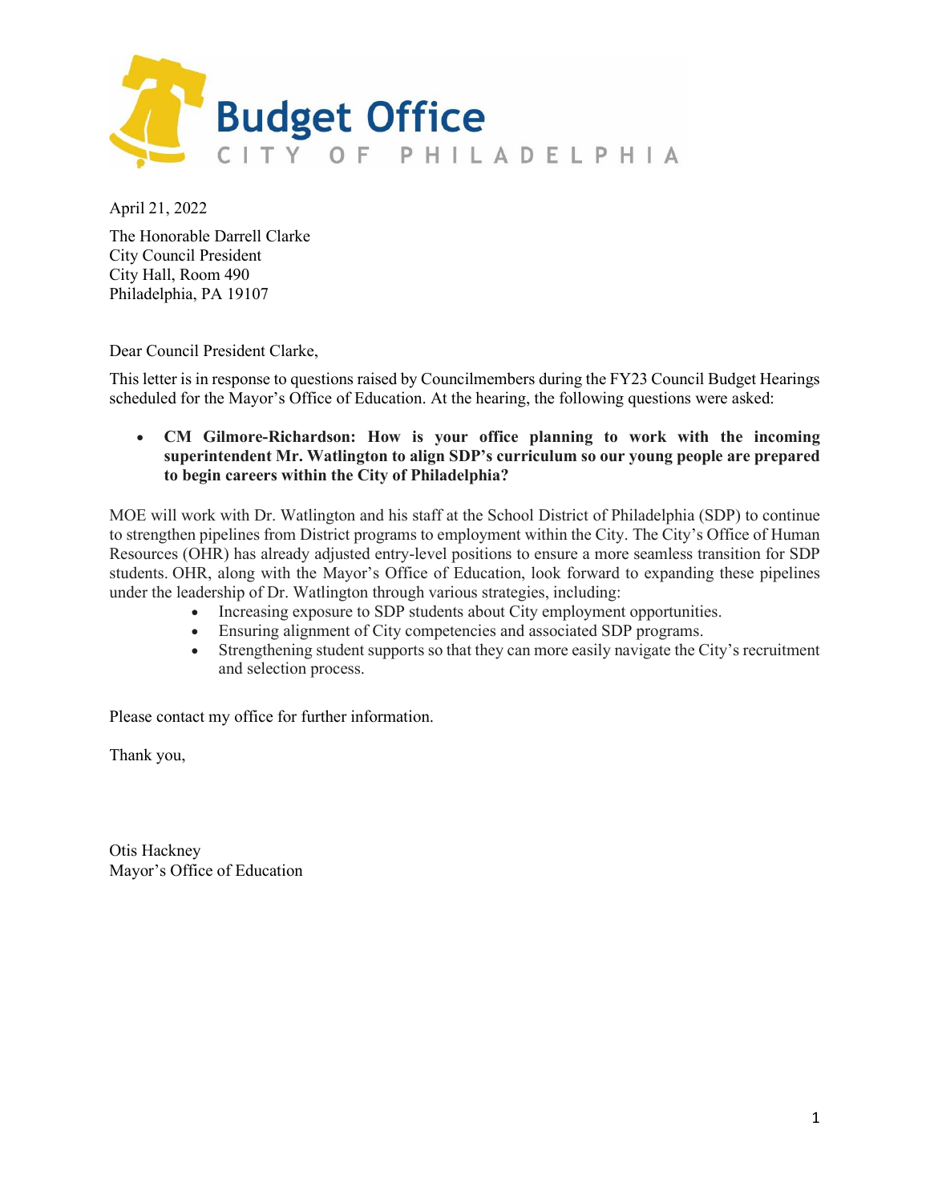**Budget Office**
CITY OF PHILADELPHIA

April 21, 2022

The Honorable Darrell Clarke
City Council President
City Hall, Room 490
Philadelphia, PA 19107

Dear Council President Clarke,

This letter is in response to questions raised by Councilmembers during the FY23 Council Budget Hearings scheduled for the Mayor's Office of Education. At the hearing, the following questions were asked:

- **CM Gilmore-Richardson: How is your office planning to work with the incoming superintendent Mr. Watlington to align SDP's curriculum so our young people are prepared to begin careers within the City of Philadelphia?**

MOE will work with Dr. Watlington and his staff at the School District of Philadelphia (SDP) to continue to strengthen pipelines from District programs to employment within the City. The City's Office of Human Resources (OHR) has already adjusted entry-level positions to ensure a more seamless transition for SDP students. OHR, along with the Mayor's Office of Education, look forward to expanding these pipelines under the leadership of Dr. Watlington through various strategies, including:

- Increasing exposure to SDP students about City employment opportunities.
- Ensuring alignment of City competencies and associated SDP programs.
- Strengthening student supports so that they can more easily navigate the City's recruitment and selection process.

Please contact my office for further information.

Thank you,

Otis Hackney
Mayor's Office of Education